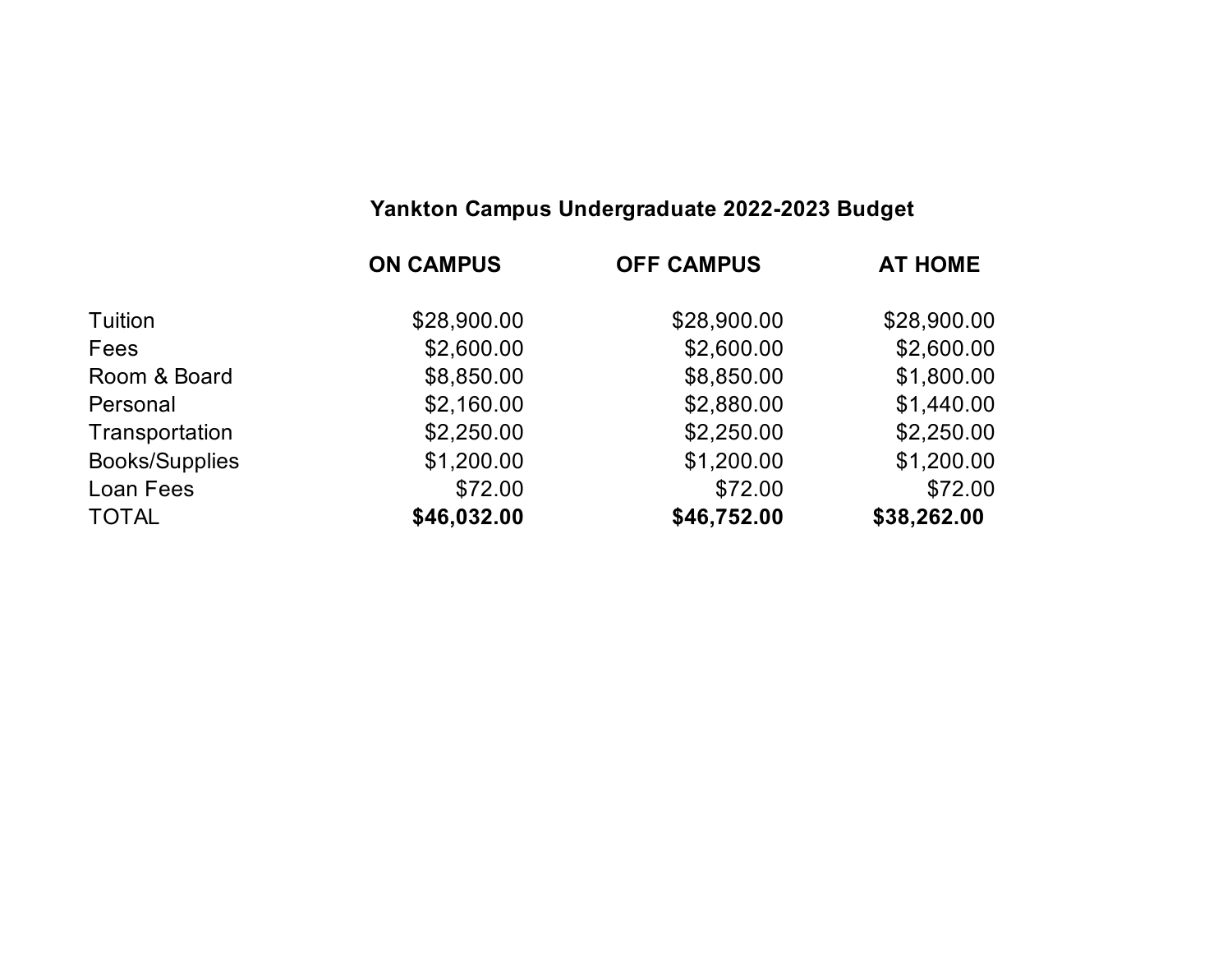### Yankton Campus Undergraduate 2022-2023 Budget

| | ON CAMPUS | OFF CAMPUS | AT HOME |
|---|---|---|---|
| Tuition | $28,900.00 | $28,900.00 | $28,900.00 |
| Fees | $2,600.00 | $2,600.00 | $2,600.00 |
| Room & Board | $8,850.00 | $8,850.00 | $1,800.00 |
| Personal | $2,160.00 | $2,880.00 | $1,440.00 |
| Transportation | $2,250.00 | $2,250.00 | $2,250.00 |
| Books/Supplies | $1,200.00 | $1,200.00 | $1,200.00 |
| Loan Fees | $72.00 | $72.00 | $72.00 |
| TOTAL | **$46,032.00** | **$46,752.00** | **$38,262.00** |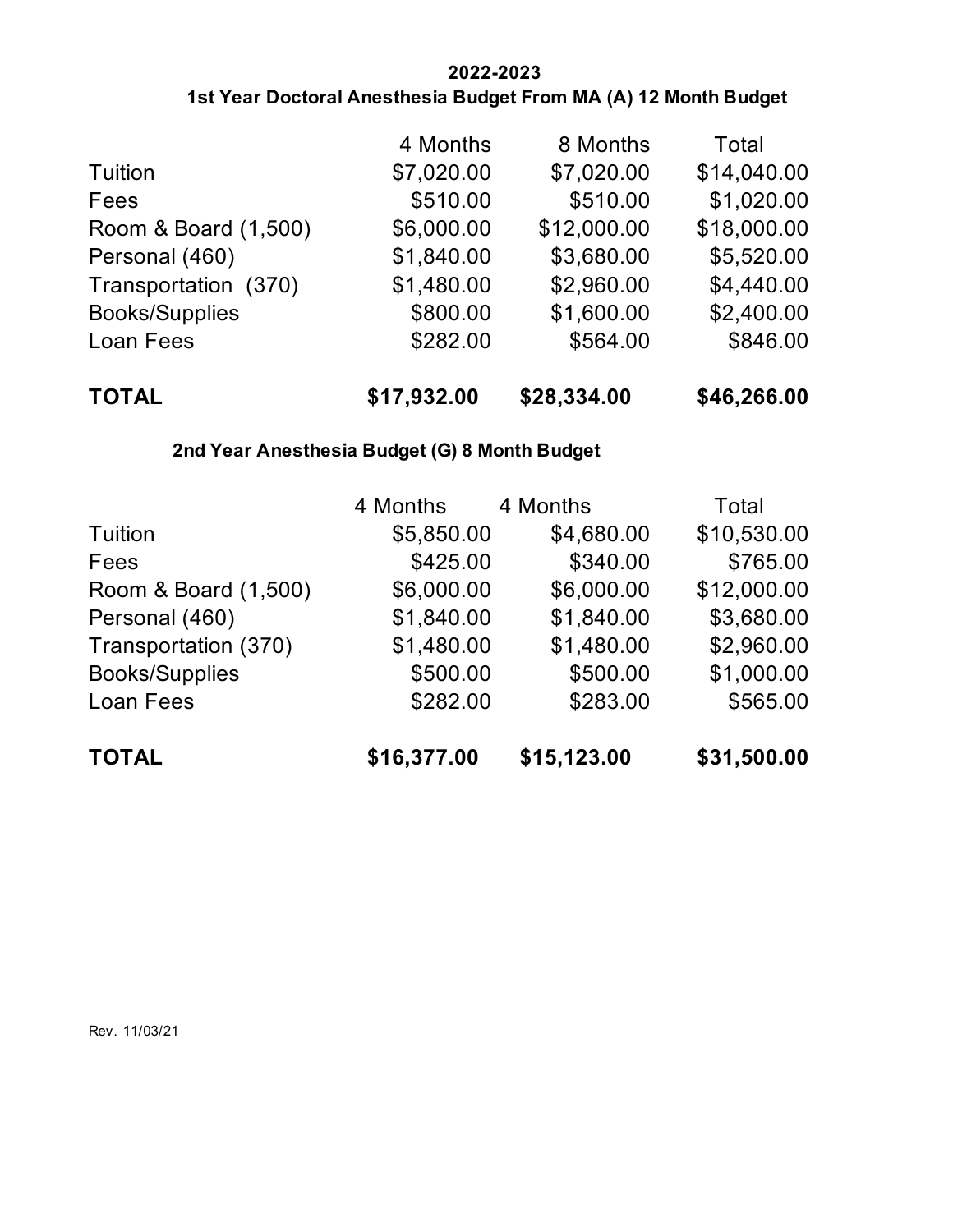## 2022-2023

## 1st Year Doctoral Anesthesia Budget From MA (A) 12 Month Budget

| | 4 Months | 8 Months | Total |
|---|---|---|---|
| Tuition | $7,020.00 | $7,020.00 | $14,040.00 |
| Fees | $510.00 | $510.00 | $1,020.00 |
| Room & Board (1,500) | $6,000.00 | $12,000.00 | $18,000.00 |
| Personal (460) | $1,840.00 | $3,680.00 | $5,520.00 |
| Transportation (370) | $1,480.00 | $2,960.00 | $4,440.00 |
| Books/Supplies | $800.00 | $1,600.00 | $2,400.00 |
| Loan Fees | $282.00 | $564.00 | $846.00 |
| **TOTAL** | **$17,932.00** | **$28,334.00** | **$46,266.00** |

## 2nd Year Anesthesia Budget (G) 8 Month Budget

| | 4 Months | 4 Months | Total |
|---|---|---|---|
| Tuition | $5,850.00 | $4,680.00 | $10,530.00 |
| Fees | $425.00 | $340.00 | $765.00 |
| Room & Board (1,500) | $6,000.00 | $6,000.00 | $12,000.00 |
| Personal (460) | $1,840.00 | $1,840.00 | $3,680.00 |
| Transportation (370) | $1,480.00 | $1,480.00 | $2,960.00 |
| Books/Supplies | $500.00 | $500.00 | $1,000.00 |
| Loan Fees | $282.00 | $283.00 | $565.00 |
| **TOTAL** | **$16,377.00** | **$15,123.00** | **$31,500.00** |

Rev. 11/03/21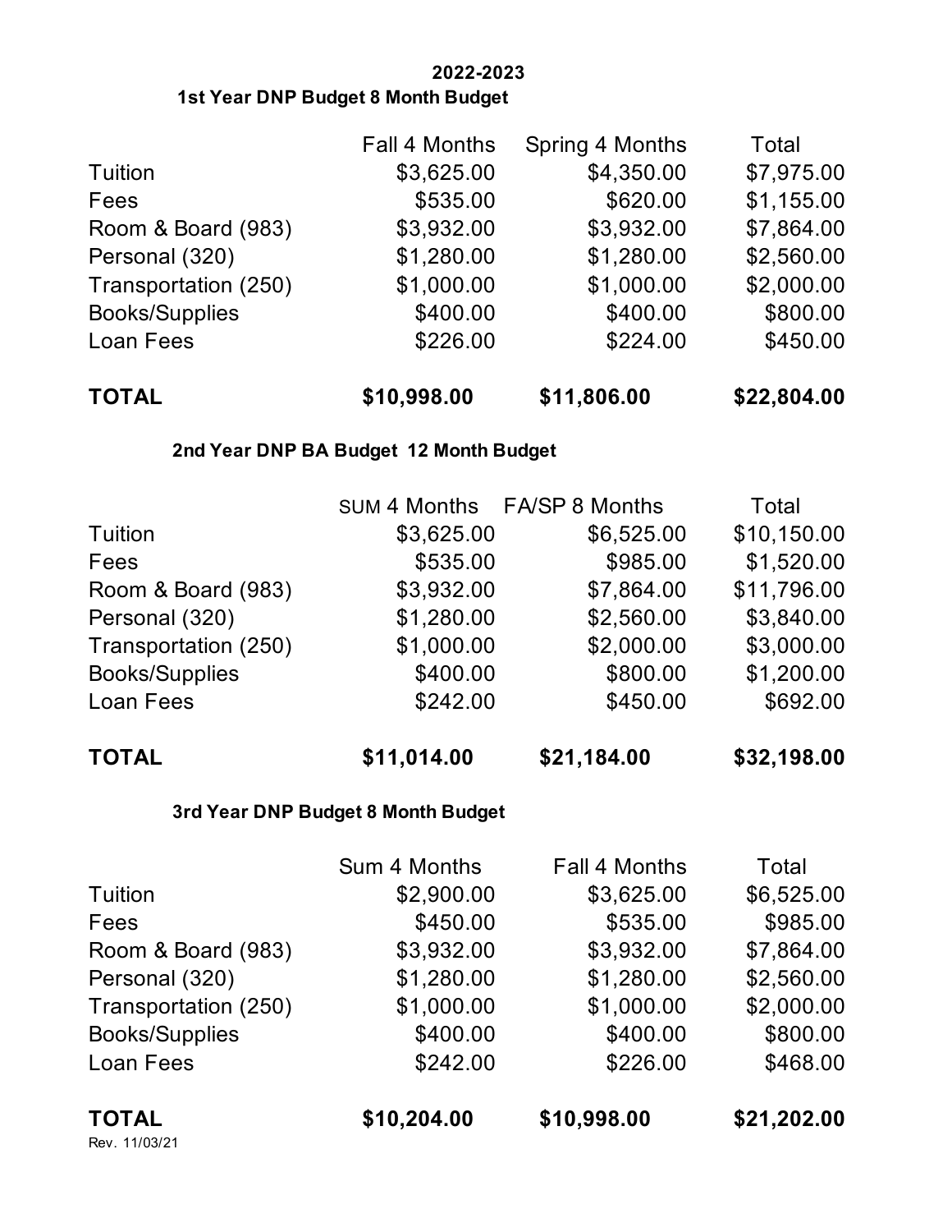**2022-2023**

**1st Year DNP Budget 8 Month Budget**

| | Fall 4 Months | Spring 4 Months | Total |
|---|---|---|---|
| Tuition | $3,625.00 | $4,350.00 | $7,975.00 |
| Fees | $535.00 | $620.00 | $1,155.00 |
| Room & Board (983) | $3,932.00 | $3,932.00 | $7,864.00 |
| Personal (320) | $1,280.00 | $1,280.00 | $2,560.00 |
| Transportation (250) | $1,000.00 | $1,000.00 | $2,000.00 |
| Books/Supplies | $400.00 | $400.00 | $800.00 |
| Loan Fees | $226.00 | $224.00 | $450.00 |
| **TOTAL** | **$10,998.00** | **$11,806.00** | **$22,804.00** |

**2nd Year DNP BA Budget 12 Month Budget**

| | SUM 4 Months | FA/SP 8 Months | Total |
|---|---|---|---|
| Tuition | $3,625.00 | $6,525.00 | $10,150.00 |
| Fees | $535.00 | $985.00 | $1,520.00 |
| Room & Board (983) | $3,932.00 | $7,864.00 | $11,796.00 |
| Personal (320) | $1,280.00 | $2,560.00 | $3,840.00 |
| Transportation (250) | $1,000.00 | $2,000.00 | $3,000.00 |
| Books/Supplies | $400.00 | $800.00 | $1,200.00 |
| Loan Fees | $242.00 | $450.00 | $692.00 |
| **TOTAL** | **$11,014.00** | **$21,184.00** | **$32,198.00** |

**3rd Year DNP Budget 8 Month Budget**

| | Sum 4 Months | Fall 4 Months | Total |
|---|---|---|---|
| Tuition | $2,900.00 | $3,625.00 | $6,525.00 |
| Fees | $450.00 | $535.00 | $985.00 |
| Room & Board (983) | $3,932.00 | $3,932.00 | $7,864.00 |
| Personal (320) | $1,280.00 | $1,280.00 | $2,560.00 |
| Transportation (250) | $1,000.00 | $1,000.00 | $2,000.00 |
| Books/Supplies | $400.00 | $400.00 | $800.00 |
| Loan Fees | $242.00 | $226.00 | $468.00 |
| **TOTAL** | **$10,204.00** | **$10,998.00** | **$21,202.00** |

Rev. 11/03/21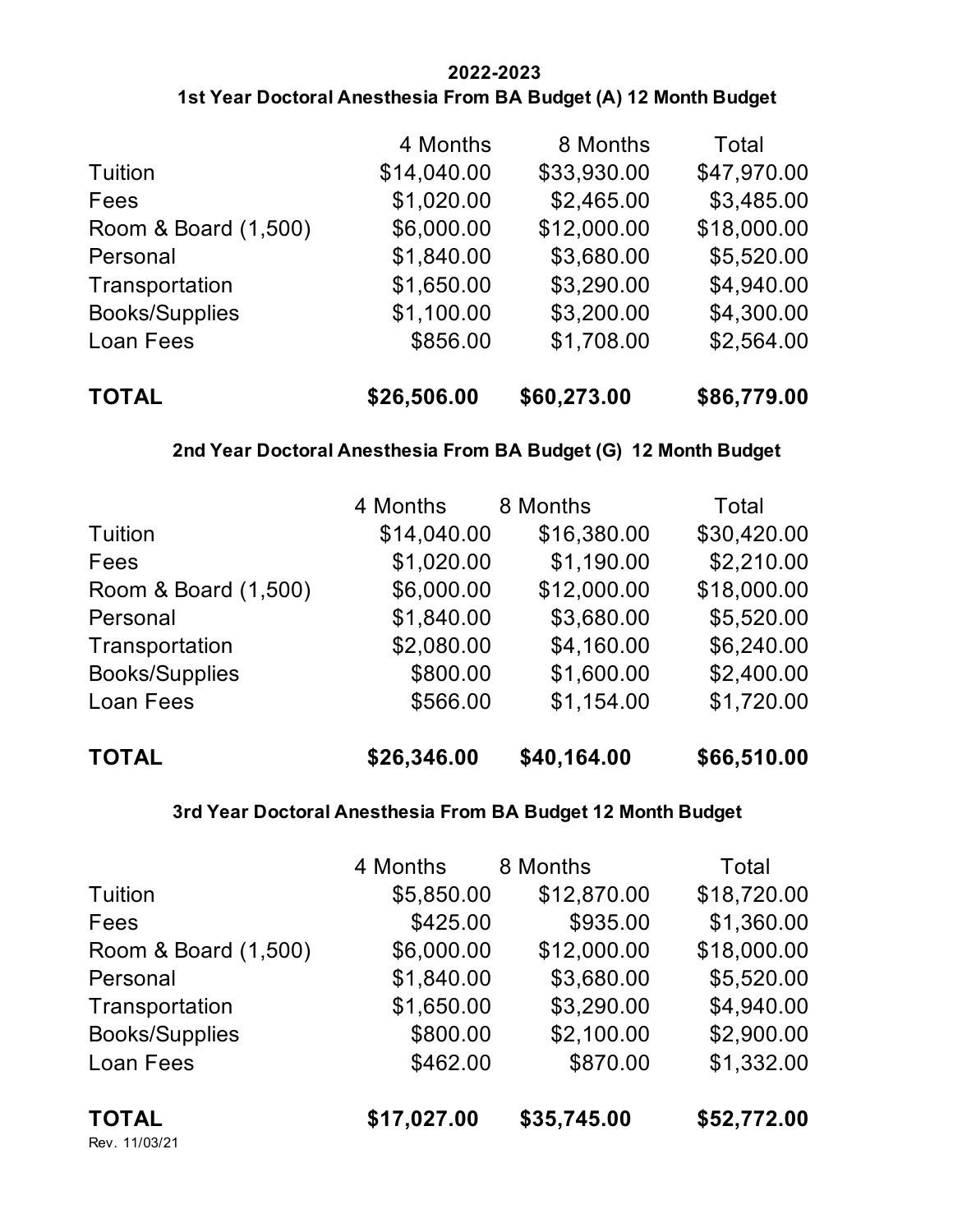**2022-2023**

**1st Year Doctoral Anesthesia From BA Budget (A) 12 Month Budget**

| | 4 Months | 8 Months | Total |
|---|---|---|---|
| Tuition | $14,040.00 | $33,930.00 | $47,970.00 |
| Fees | $1,020.00 | $2,465.00 | $3,485.00 |
| Room & Board (1,500) | $6,000.00 | $12,000.00 | $18,000.00 |
| Personal | $1,840.00 | $3,680.00 | $5,520.00 |
| Transportation | $1,650.00 | $3,290.00 | $4,940.00 |
| Books/Supplies | $1,100.00 | $3,200.00 | $4,300.00 |
| Loan Fees | $856.00 | $1,708.00 | $2,564.00 |
| **TOTAL** | **$26,506.00** | **$60,273.00** | **$86,779.00** |

**2nd Year Doctoral Anesthesia From BA Budget (G) 12 Month Budget**

| | 4 Months | 8 Months | Total |
|---|---|---|---|
| Tuition | $14,040.00 | $16,380.00 | $30,420.00 |
| Fees | $1,020.00 | $1,190.00 | $2,210.00 |
| Room & Board (1,500) | $6,000.00 | $12,000.00 | $18,000.00 |
| Personal | $1,840.00 | $3,680.00 | $5,520.00 |
| Transportation | $2,080.00 | $4,160.00 | $6,240.00 |
| Books/Supplies | $800.00 | $1,600.00 | $2,400.00 |
| Loan Fees | $566.00 | $1,154.00 | $1,720.00 |
| **TOTAL** | **$26,346.00** | **$40,164.00** | **$66,510.00** |

**3rd Year Doctoral Anesthesia From BA Budget 12 Month Budget**

| | 4 Months | 8 Months | Total |
|---|---|---|---|
| Tuition | $5,850.00 | $12,870.00 | $18,720.00 |
| Fees | $425.00 | $935.00 | $1,360.00 |
| Room & Board (1,500) | $6,000.00 | $12,000.00 | $18,000.00 |
| Personal | $1,840.00 | $3,680.00 | $5,520.00 |
| Transportation | $1,650.00 | $3,290.00 | $4,940.00 |
| Books/Supplies | $800.00 | $2,100.00 | $2,900.00 |
| Loan Fees | $462.00 | $870.00 | $1,332.00 |
| **TOTAL** | **$17,027.00** | **$35,745.00** | **$52,772.00** |

Rev. 11/03/21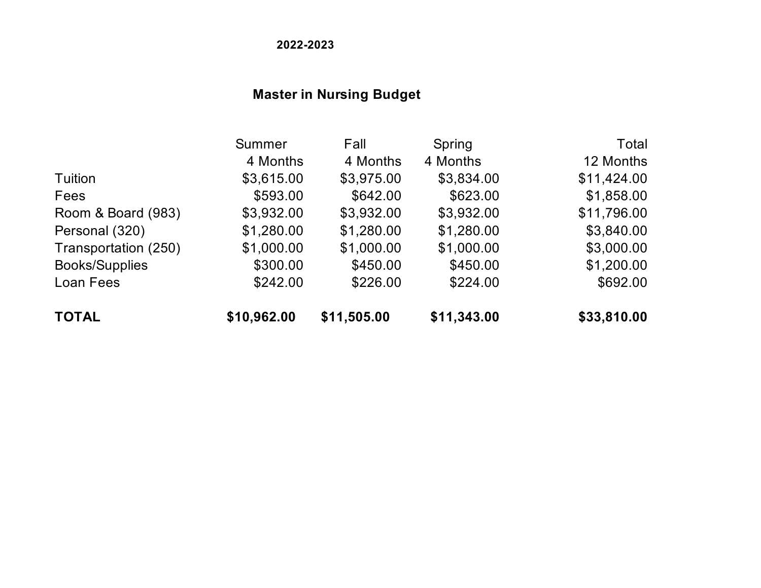2022-2023

## Master in Nursing Budget

| | Summer<br>4 Months | Fall<br>4 Months | Spring<br>4 Months | Total<br>12 Months |
|---|---|---|---|---|
| Tuition | $3,615.00 | $3,975.00 | $3,834.00 | $11,424.00 |
| Fees | $593.00 | $642.00 | $623.00 | $1,858.00 |
| Room & Board (983) | $3,932.00 | $3,932.00 | $3,932.00 | $11,796.00 |
| Personal (320) | $1,280.00 | $1,280.00 | $1,280.00 | $3,840.00 |
| Transportation (250) | $1,000.00 | $1,000.00 | $1,000.00 | $3,000.00 |
| Books/Supplies | $300.00 | $450.00 | $450.00 | $1,200.00 |
| Loan Fees | $242.00 | $226.00 | $224.00 | $692.00 |
| **TOTAL** | **$10,962.00** | **$11,505.00** | **$11,343.00** | **$33,810.00** |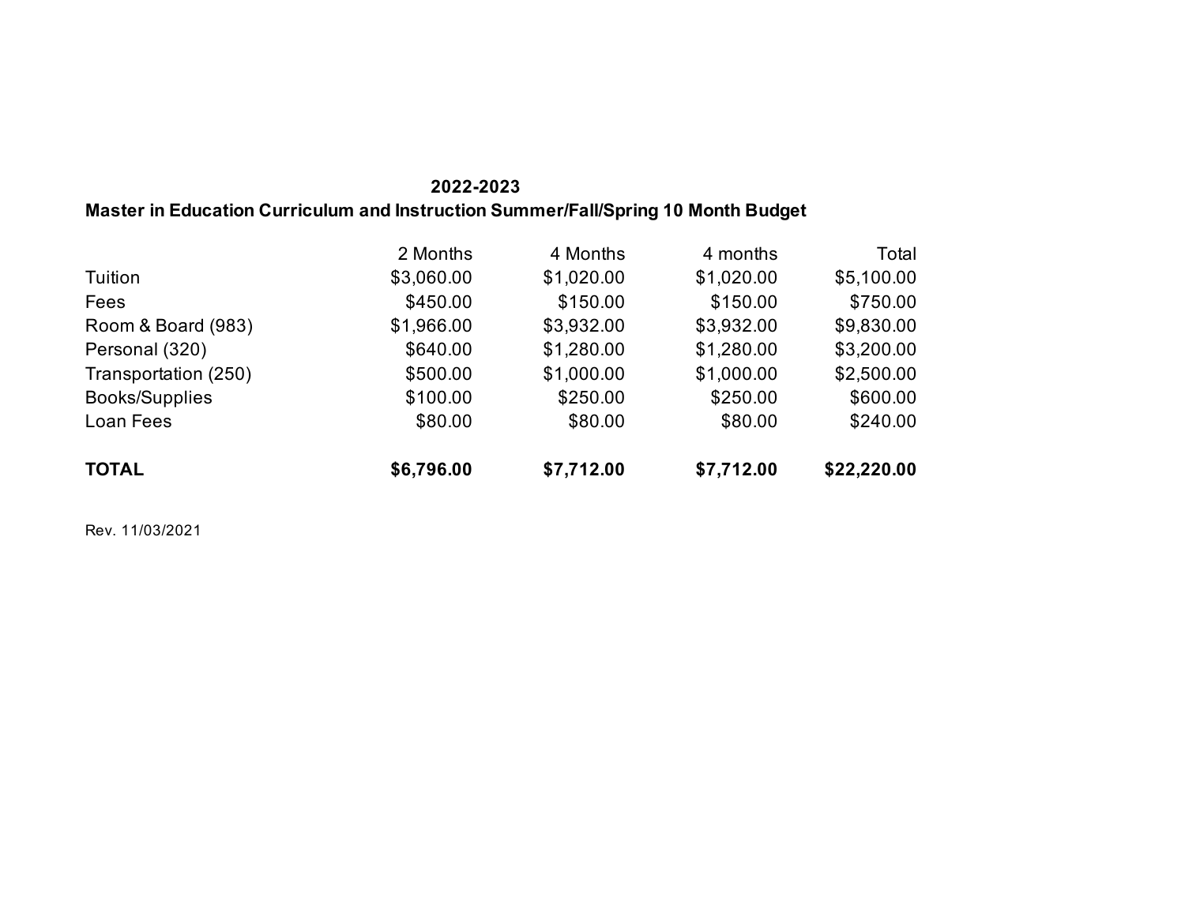## 2022-2023

## Master in Education Curriculum and Instruction Summer/Fall/Spring 10 Month Budget

| | 2 Months | 4 Months | 4 months | Total |
|---|---|---|---|---|
| Tuition | $3,060.00 | $1,020.00 | $1,020.00 | $5,100.00 |
| Fees | $450.00 | $150.00 | $150.00 | $750.00 |
| Room & Board (983) | $1,966.00 | $3,932.00 | $3,932.00 | $9,830.00 |
| Personal (320) | $640.00 | $1,280.00 | $1,280.00 | $3,200.00 |
| Transportation (250) | $500.00 | $1,000.00 | $1,000.00 | $2,500.00 |
| Books/Supplies | $100.00 | $250.00 | $250.00 | $600.00 |
| Loan Fees | $80.00 | $80.00 | $80.00 | $240.00 |
| **TOTAL** | **$6,796.00** | **$7,712.00** | **$7,712.00** | **$22,220.00** |

Rev. 11/03/2021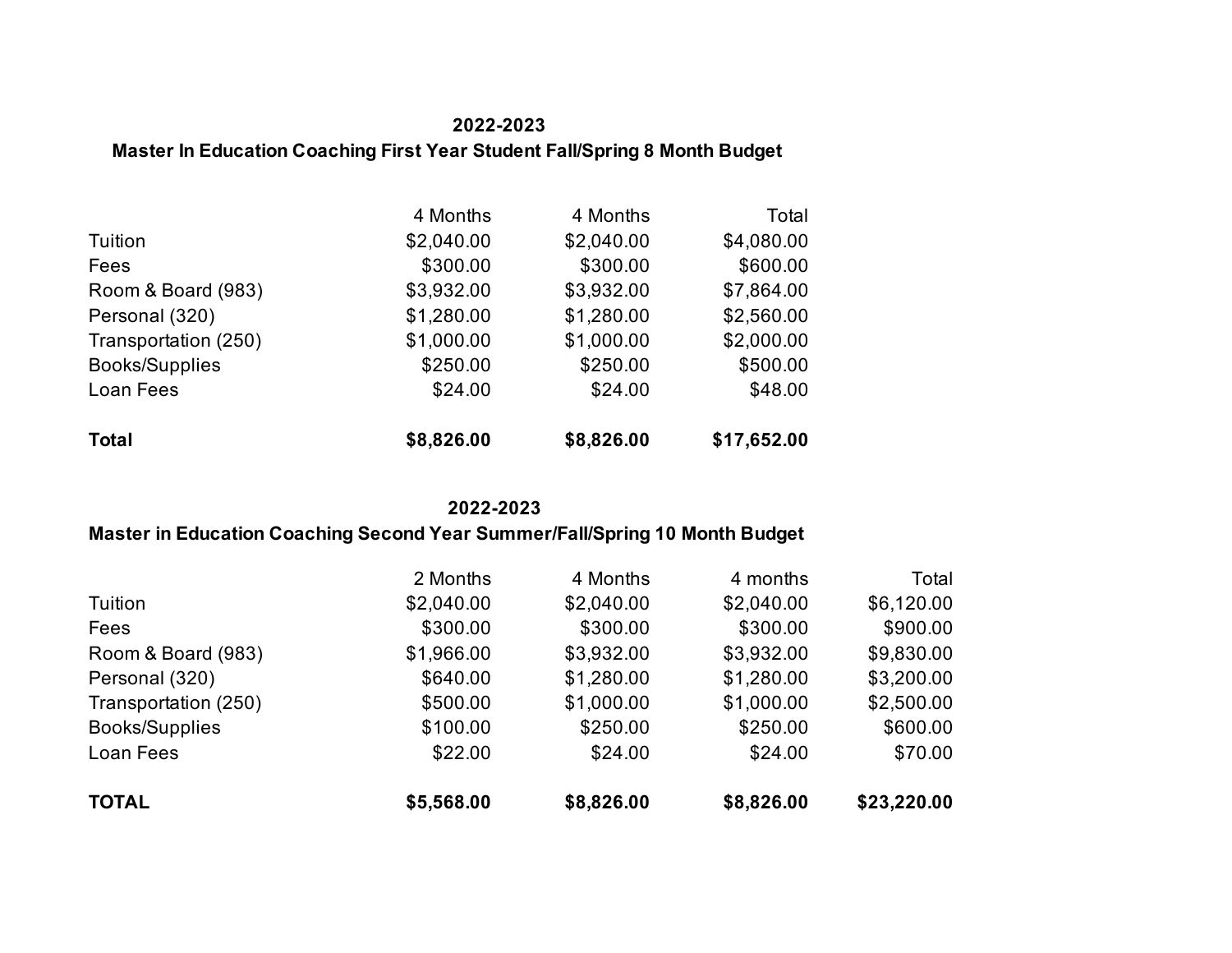**2022-2023**

**Master In Education Coaching First Year Student Fall/Spring 8 Month Budget**

| | 4 Months | 4 Months | Total |
|---|---|---|---|
| Tuition | $2,040.00 | $2,040.00 | $4,080.00 |
| Fees | $300.00 | $300.00 | $600.00 |
| Room & Board (983) | $3,932.00 | $3,932.00 | $7,864.00 |
| Personal (320) | $1,280.00 | $1,280.00 | $2,560.00 |
| Transportation (250) | $1,000.00 | $1,000.00 | $2,000.00 |
| Books/Supplies | $250.00 | $250.00 | $500.00 |
| Loan Fees | $24.00 | $24.00 | $48.00 |
| **Total** | **$8,826.00** | **$8,826.00** | **$17,652.00** |

**2022-2023**

**Master in Education Coaching Second Year Summer/Fall/Spring 10 Month Budget**

| | 2 Months | 4 Months | 4 months | Total |
|---|---|---|---|---|
| Tuition | $2,040.00 | $2,040.00 | $2,040.00 | $6,120.00 |
| Fees | $300.00 | $300.00 | $300.00 | $900.00 |
| Room & Board (983) | $1,966.00 | $3,932.00 | $3,932.00 | $9,830.00 |
| Personal (320) | $640.00 | $1,280.00 | $1,280.00 | $3,200.00 |
| Transportation (250) | $500.00 | $1,000.00 | $1,000.00 | $2,500.00 |
| Books/Supplies | $100.00 | $250.00 | $250.00 | $600.00 |
| Loan Fees | $22.00 | $24.00 | $24.00 | $70.00 |
| **TOTAL** | **$5,568.00** | **$8,826.00** | **$8,826.00** | **$23,220.00** |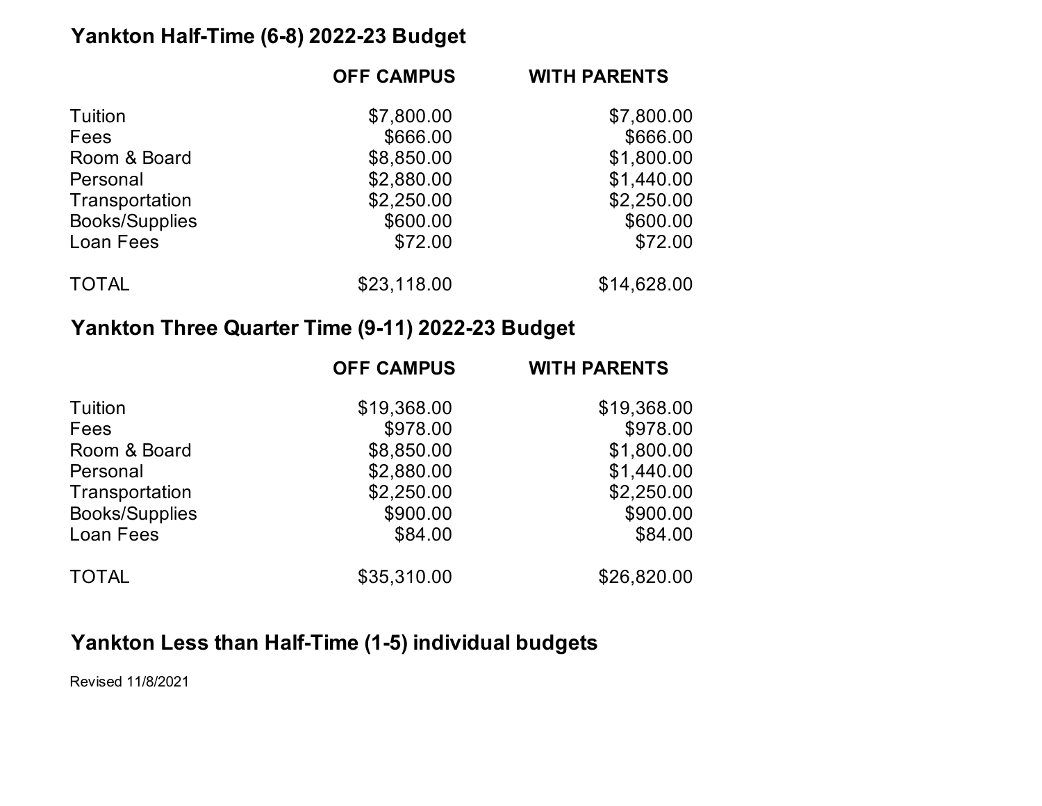## Yankton Half-Time (6-8) 2022-23 Budget

| | OFF CAMPUS | WITH PARENTS |
|---|---|---|
| Tuition | $7,800.00 | $7,800.00 |
| Fees | $666.00 | $666.00 |
| Room & Board | $8,850.00 | $1,800.00 |
| Personal | $2,880.00 | $1,440.00 |
| Transportation | $2,250.00 | $2,250.00 |
| Books/Supplies | $600.00 | $600.00 |
| Loan Fees | $72.00 | $72.00 |
| TOTAL | $23,118.00 | $14,628.00 |

## Yankton Three Quarter Time (9-11) 2022-23 Budget

| | OFF CAMPUS | WITH PARENTS |
|---|---|---|
| Tuition | $19,368.00 | $19,368.00 |
| Fees | $978.00 | $978.00 |
| Room & Board | $8,850.00 | $1,800.00 |
| Personal | $2,880.00 | $1,440.00 |
| Transportation | $2,250.00 | $2,250.00 |
| Books/Supplies | $900.00 | $900.00 |
| Loan Fees | $84.00 | $84.00 |
| TOTAL | $35,310.00 | $26,820.00 |

## Yankton Less than Half-Time (1-5) individual budgets

Revised 11/8/2021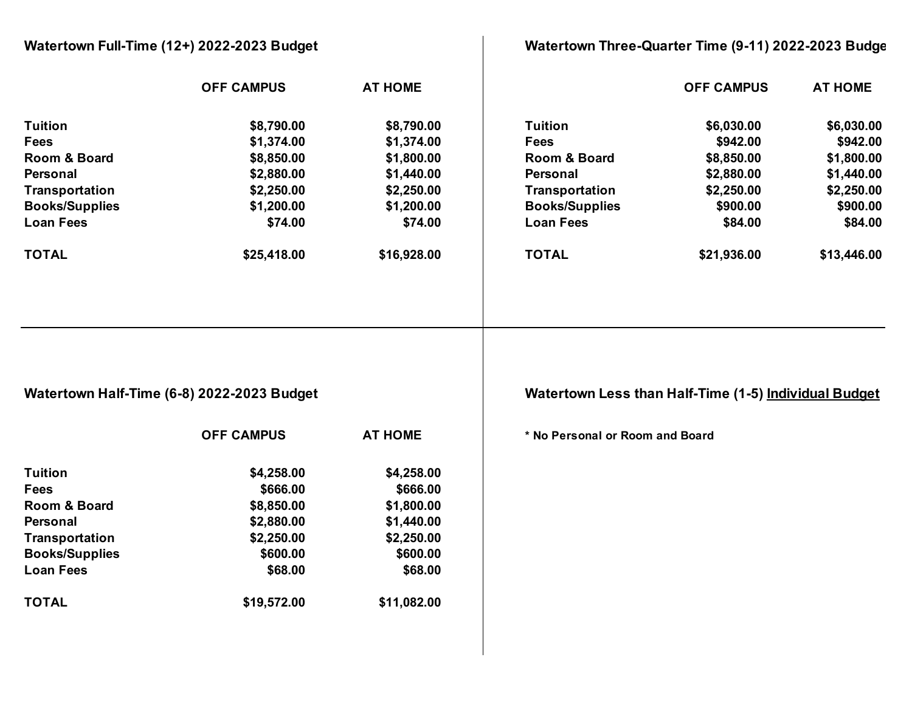### Watertown Full-Time (12+) 2022-2023 Budget

| | OFF CAMPUS | AT HOME |
|---|---|---|
| **Tuition** | $8,790.00 | $8,790.00 |
| **Fees** | $1,374.00 | $1,374.00 |
| **Room & Board** | $8,850.00 | $1,800.00 |
| **Personal** | $2,880.00 | $1,440.00 |
| **Transportation** | $2,250.00 | $2,250.00 |
| **Books/Supplies** | $1,200.00 | $1,200.00 |
| **Loan Fees** | $74.00 | $74.00 |
| **TOTAL** | $25,418.00 | $16,928.00 |

### Watertown Three-Quarter Time (9-11) 2022-2023 Budge

| | OFF CAMPUS | AT HOME |
|---|---|---|
| **Tuition** | $6,030.00 | $6,030.00 |
| **Fees** | $942.00 | $942.00 |
| **Room & Board** | $8,850.00 | $1,800.00 |
| **Personal** | $2,880.00 | $1,440.00 |
| **Transportation** | $2,250.00 | $2,250.00 |
| **Books/Supplies** | $900.00 | $900.00 |
| **Loan Fees** | $84.00 | $84.00 |
| **TOTAL** | $21,936.00 | $13,446.00 |

### Watertown Half-Time (6-8) 2022-2023 Budget

| | OFF CAMPUS | AT HOME |
|---|---|---|
| **Tuition** | $4,258.00 | $4,258.00 |
| **Fees** | $666.00 | $666.00 |
| **Room & Board** | $8,850.00 | $1,800.00 |
| **Personal** | $2,880.00 | $1,440.00 |
| **Transportation** | $2,250.00 | $2,250.00 |
| **Books/Supplies** | $600.00 | $600.00 |
| **Loan Fees** | $68.00 | $68.00 |
| **TOTAL** | $19,572.00 | $11,082.00 |

### Watertown Less than Half-Time (1-5) Individual Budget

**\* No Personal or Room and Board**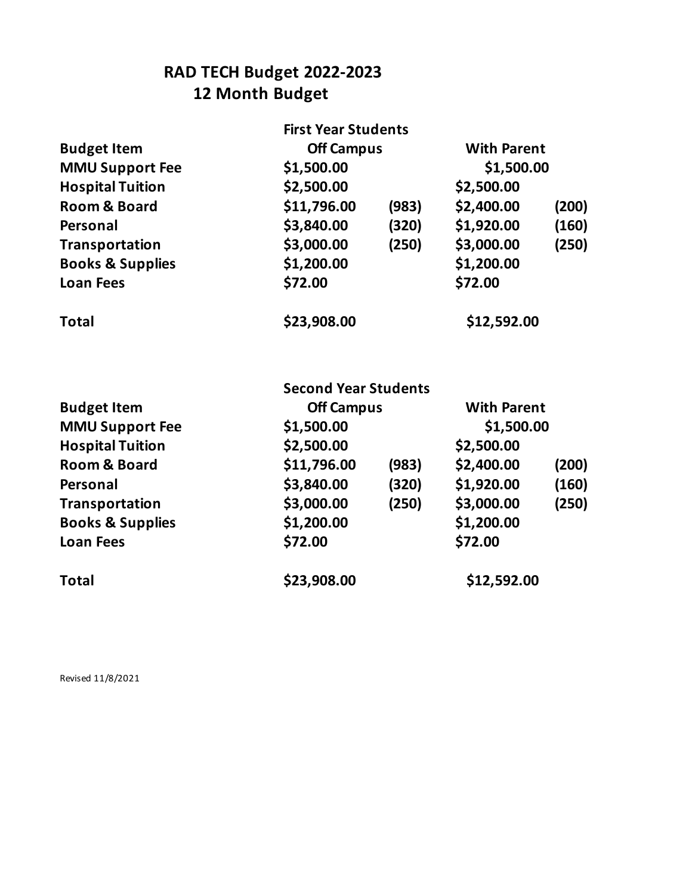# RAD TECH Budget 2022-2023
## 12 Month Budget

| | First Year Students | | | |
|---|---|---|---|---|
| **Budget Item** | **Off Campus** | | **With Parent** | |
| **MMU Support Fee** | $1,500.00 | | $1,500.00 | |
| **Hospital Tuition** | $2,500.00 | | $2,500.00 | |
| **Room & Board** | $11,796.00 | (983) | $2,400.00 | (200) |
| **Personal** | $3,840.00 | (320) | $1,920.00 | (160) |
| **Transportation** | $3,000.00 | (250) | $3,000.00 | (250) |
| **Books & Supplies** | $1,200.00 | | $1,200.00 | |
| **Loan Fees** | $72.00 | | $72.00 | |
| **Total** | $23,908.00 | | $12,592.00 | |

| | Second Year Students | | | |
|---|---|---|---|---|
| **Budget Item** | **Off Campus** | | **With Parent** | |
| **MMU Support Fee** | $1,500.00 | | $1,500.00 | |
| **Hospital Tuition** | $2,500.00 | | $2,500.00 | |
| **Room & Board** | $11,796.00 | (983) | $2,400.00 | (200) |
| **Personal** | $3,840.00 | (320) | $1,920.00 | (160) |
| **Transportation** | $3,000.00 | (250) | $3,000.00 | (250) |
| **Books & Supplies** | $1,200.00 | | $1,200.00 | |
| **Loan Fees** | $72.00 | | $72.00 | |
| **Total** | $23,908.00 | | $12,592.00 | |

Revised 11/8/2021